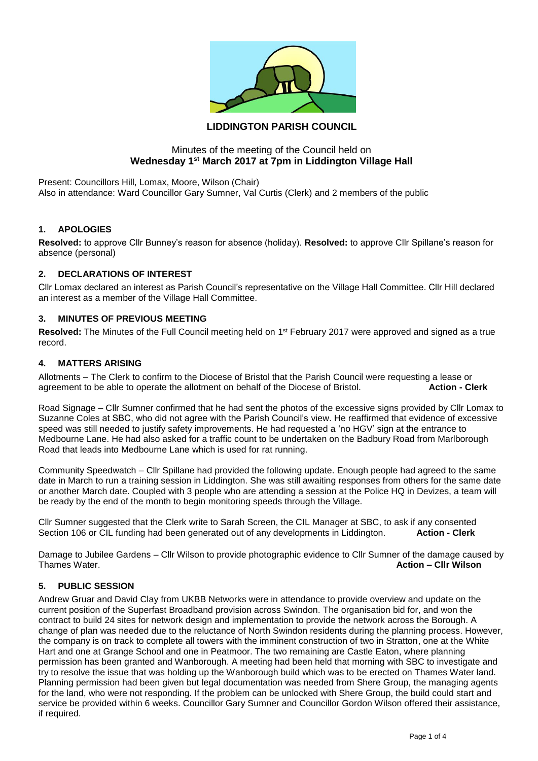# LIDDINGTON PARISH COUNCIL

Minutes of the meeting of the Council held on
**Wednesday 1st March 2017 at 7pm in Liddington Village Hall**

Present: Councillors Hill, Lomax, Moore, Wilson (Chair)
Also in attendance: Ward Councillor Gary Sumner, Val Curtis (Clerk) and 2 members of the public

## 1. APOLOGIES

**Resolved:** to approve Cllr Bunney's reason for absence (holiday). **Resolved:** to approve Cllr Spillane's reason for absence (personal)

## 2. DECLARATIONS OF INTEREST

Cllr Lomax declared an interest as Parish Council's representative on the Village Hall Committee. Cllr Hill declared an interest as a member of the Village Hall Committee.

## 3. MINUTES OF PREVIOUS MEETING

**Resolved:** The Minutes of the Full Council meeting held on 1st February 2017 were approved and signed as a true record.

## 4. MATTERS ARISING

Allotments – The Clerk to confirm to the Diocese of Bristol that the Parish Council were requesting a lease or agreement to be able to operate the allotment on behalf of the Diocese of Bristol. **Action - Clerk**

Road Signage – Cllr Sumner confirmed that he had sent the photos of the excessive signs provided by Cllr Lomax to Suzanne Coles at SBC, who did not agree with the Parish Council's view. He reaffirmed that evidence of excessive speed was still needed to justify safety improvements. He had requested a 'no HGV' sign at the entrance to Medbourne Lane. He had also asked for a traffic count to be undertaken on the Badbury Road from Marlborough Road that leads into Medbourne Lane which is used for rat running.

Community Speedwatch – Cllr Spillane had provided the following update. Enough people had agreed to the same date in March to run a training session in Liddington. She was still awaiting responses from others for the same date or another March date. Coupled with 3 people who are attending a session at the Police HQ in Devizes, a team will be ready by the end of the month to begin monitoring speeds through the Village.

Cllr Sumner suggested that the Clerk write to Sarah Screen, the CIL Manager at SBC, to ask if any consented Section 106 or CIL funding had been generated out of any developments in Liddington. **Action - Clerk**

Damage to Jubilee Gardens – Cllr Wilson to provide photographic evidence to Cllr Sumner of the damage caused by Thames Water. **Action – Cllr Wilson**

## 5. PUBLIC SESSION

Andrew Gruar and David Clay from UKBB Networks were in attendance to provide overview and update on the current position of the Superfast Broadband provision across Swindon. The organisation bid for, and won the contract to build 24 sites for network design and implementation to provide the network across the Borough. A change of plan was needed due to the reluctance of North Swindon residents during the planning process. However, the company is on track to complete all towers with the imminent construction of two in Stratton, one at the White Hart and one at Grange School and one in Peatmoor. The two remaining are Castle Eaton, where planning permission has been granted and Wanborough. A meeting had been held that morning with SBC to investigate and try to resolve the issue that was holding up the Wanborough build which was to be erected on Thames Water land. Planning permission had been given but legal documentation was needed from Shere Group, the managing agents for the land, who were not responding. If the problem can be unlocked with Shere Group, the build could start and service be provided within 6 weeks. Councillor Gary Sumner and Councillor Gordon Wilson offered their assistance, if required.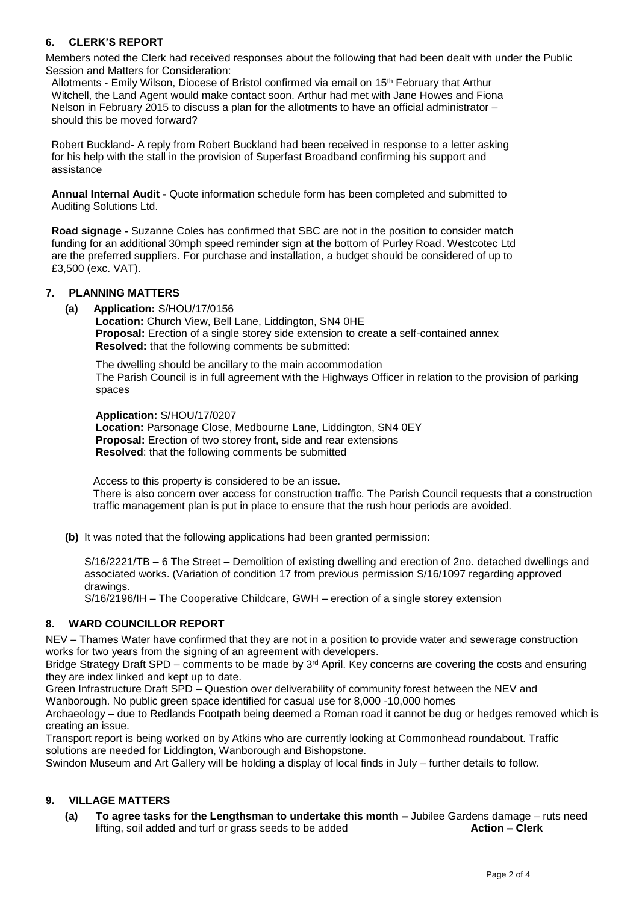## 6. CLERK'S REPORT

Members noted the Clerk had received responses about the following that had been dealt with under the Public Session and Matters for Consideration:

Allotments - Emily Wilson, Diocese of Bristol confirmed via email on 15th February that Arthur Witchell, the Land Agent would make contact soon. Arthur had met with Jane Howes and Fiona Nelson in February 2015 to discuss a plan for the allotments to have an official administrator – should this be moved forward?

Robert Buckland**-** A reply from Robert Buckland had been received in response to a letter asking for his help with the stall in the provision of Superfast Broadband confirming his support and assistance

**Annual Internal Audit -** Quote information schedule form has been completed and submitted to Auditing Solutions Ltd.

**Road signage -** Suzanne Coles has confirmed that SBC are not in the position to consider match funding for an additional 30mph speed reminder sign at the bottom of Purley Road. Westcotec Ltd are the preferred suppliers. For purchase and installation, a budget should be considered of up to £3,500 (exc. VAT).

## 7. PLANNING MATTERS

**(a) Application:** S/HOU/17/0156
**Location:** Church View, Bell Lane, Liddington, SN4 0HE
**Proposal:** Erection of a single storey side extension to create a self-contained annex
**Resolved:** that the following comments be submitted:

The dwelling should be ancillary to the main accommodation
The Parish Council is in full agreement with the Highways Officer in relation to the provision of parking spaces

**Application:** S/HOU/17/0207
**Location:** Parsonage Close, Medbourne Lane, Liddington, SN4 0EY
**Proposal:** Erection of two storey front, side and rear extensions
**Resolved**: that the following comments be submitted

Access to this property is considered to be an issue.
There is also concern over access for construction traffic. The Parish Council requests that a construction traffic management plan is put in place to ensure that the rush hour periods are avoided.

**(b)** It was noted that the following applications had been granted permission:

S/16/2221/TB – 6 The Street – Demolition of existing dwelling and erection of 2no. detached dwellings and associated works. (Variation of condition 17 from previous permission S/16/1097 regarding approved drawings.
S/16/2196/IH – The Cooperative Childcare, GWH – erection of a single storey extension

## 8. WARD COUNCILLOR REPORT

NEV – Thames Water have confirmed that they are not in a position to provide water and sewerage construction works for two years from the signing of an agreement with developers.
Bridge Strategy Draft SPD – comments to be made by 3rd April. Key concerns are covering the costs and ensuring they are index linked and kept up to date.
Green Infrastructure Draft SPD – Question over deliverability of community forest between the NEV and Wanborough. No public green space identified for casual use for 8,000 -10,000 homes
Archaeology – due to Redlands Footpath being deemed a Roman road it cannot be dug or hedges removed which is creating an issue.
Transport report is being worked on by Atkins who are currently looking at Commonhead roundabout. Traffic solutions are needed for Liddington, Wanborough and Bishopstone.
Swindon Museum and Art Gallery will be holding a display of local finds in July – further details to follow.

## 9. VILLAGE MATTERS

**(a) To agree tasks for the Lengthsman to undertake this month –** Jubilee Gardens damage – ruts need lifting, soil added and turf or grass seeds to be added **Action – Clerk**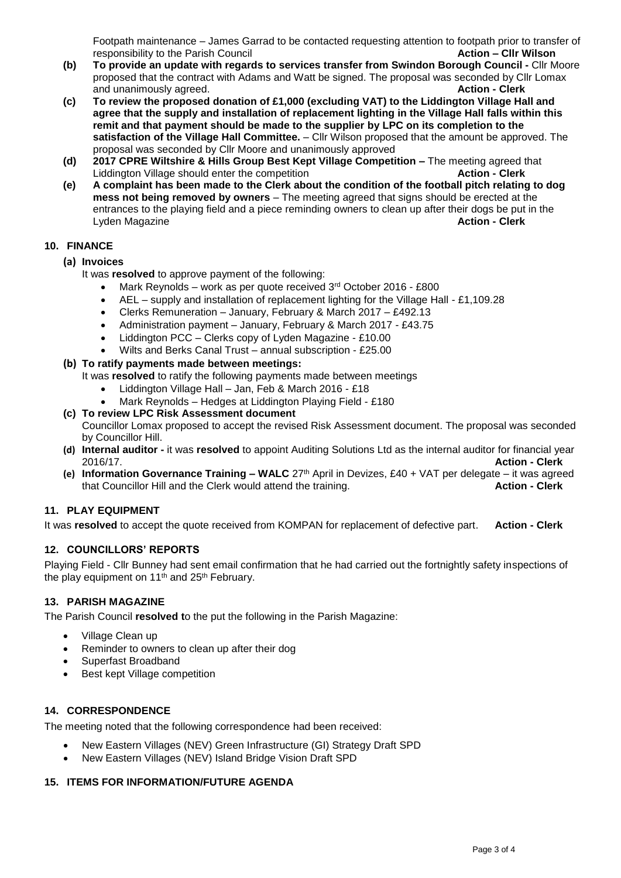Footpath maintenance – James Garrad to be contacted requesting attention to footpath prior to transfer of responsibility to the Parish Council **Action – Cllr Wilson**

**(b) To provide an update with regards to services transfer from Swindon Borough Council -** Cllr Moore proposed that the contract with Adams and Watt be signed. The proposal was seconded by Cllr Lomax and unanimously agreed. **Action - Clerk**

**(c) To review the proposed donation of £1,000 (excluding VAT) to the Liddington Village Hall and agree that the supply and installation of replacement lighting in the Village Hall falls within this remit and that payment should be made to the supplier by LPC on its completion to the satisfaction of the Village Hall Committee.** – Cllr Wilson proposed that the amount be approved. The proposal was seconded by Cllr Moore and unanimously approved

**(d) 2017 CPRE Wiltshire & Hills Group Best Kept Village Competition –** The meeting agreed that Liddington Village should enter the competition **Action - Clerk**

**(e) A complaint has been made to the Clerk about the condition of the football pitch relating to dog mess not being removed by owners** – The meeting agreed that signs should be erected at the entrances to the playing field and a piece reminding owners to clean up after their dogs be put in the Lyden Magazine **Action - Clerk**

## 10. FINANCE

**(a) Invoices**

It was **resolved** to approve payment of the following:

- Mark Reynolds – work as per quote received 3rd October 2016 - £800
- AEL – supply and installation of replacement lighting for the Village Hall - £1,109.28
- Clerks Remuneration – January, February & March 2017 – £492.13
- Administration payment – January, February & March 2017 - £43.75
- Liddington PCC – Clerks copy of Lyden Magazine - £10.00
- Wilts and Berks Canal Trust – annual subscription - £25.00

**(b) To ratify payments made between meetings:**

It was **resolved** to ratify the following payments made between meetings

- Liddington Village Hall – Jan, Feb & March 2016 - £18
- Mark Reynolds – Hedges at Liddington Playing Field - £180

**(c) To review LPC Risk Assessment document**

Councillor Lomax proposed to accept the revised Risk Assessment document. The proposal was seconded by Councillor Hill.

**(d) Internal auditor -** it was **resolved** to appoint Auditing Solutions Ltd as the internal auditor for financial year 2016/17. **Action - Clerk**

**(e) Information Governance Training – WALC** 27th April in Devizes, £40 + VAT per delegate – it was agreed that Councillor Hill and the Clerk would attend the training. **Action - Clerk**

## 11. PLAY EQUIPMENT

It was **resolved** to accept the quote received from KOMPAN for replacement of defective part. **Action - Clerk**

## 12. COUNCILLORS' REPORTS

Playing Field - Cllr Bunney had sent email confirmation that he had carried out the fortnightly safety inspections of the play equipment on 11th and 25th February.

## 13. PARISH MAGAZINE

The Parish Council **resolved t**o the put the following in the Parish Magazine:

- Village Clean up
- Reminder to owners to clean up after their dog
- Superfast Broadband
- Best kept Village competition

## 14. CORRESPONDENCE

The meeting noted that the following correspondence had been received:

- New Eastern Villages (NEV) Green Infrastructure (GI) Strategy Draft SPD
- New Eastern Villages (NEV) Island Bridge Vision Draft SPD

## 15. ITEMS FOR INFORMATION/FUTURE AGENDA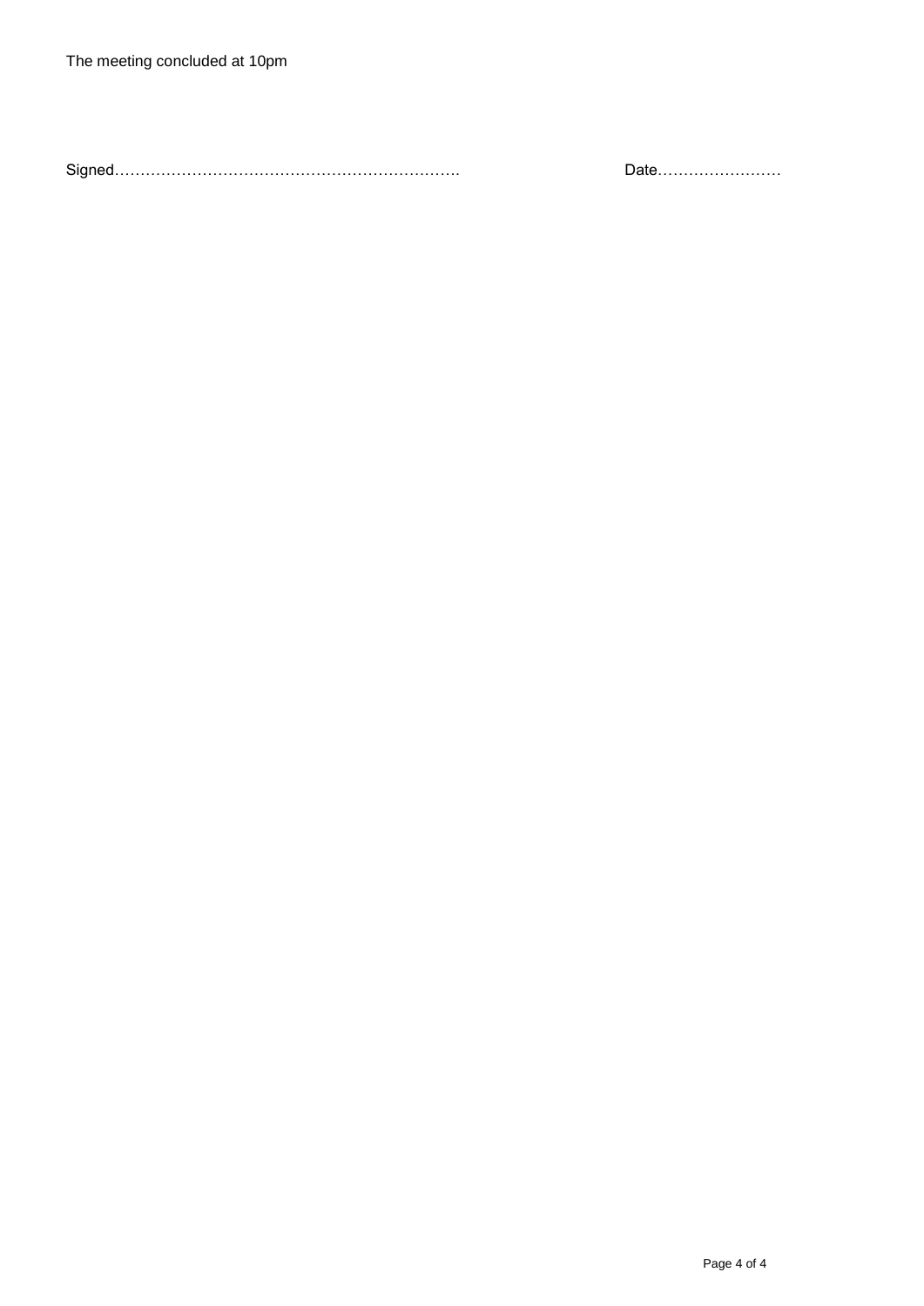The meeting concluded at 10pm

Signed………………………………………………………….                                        Date……………………